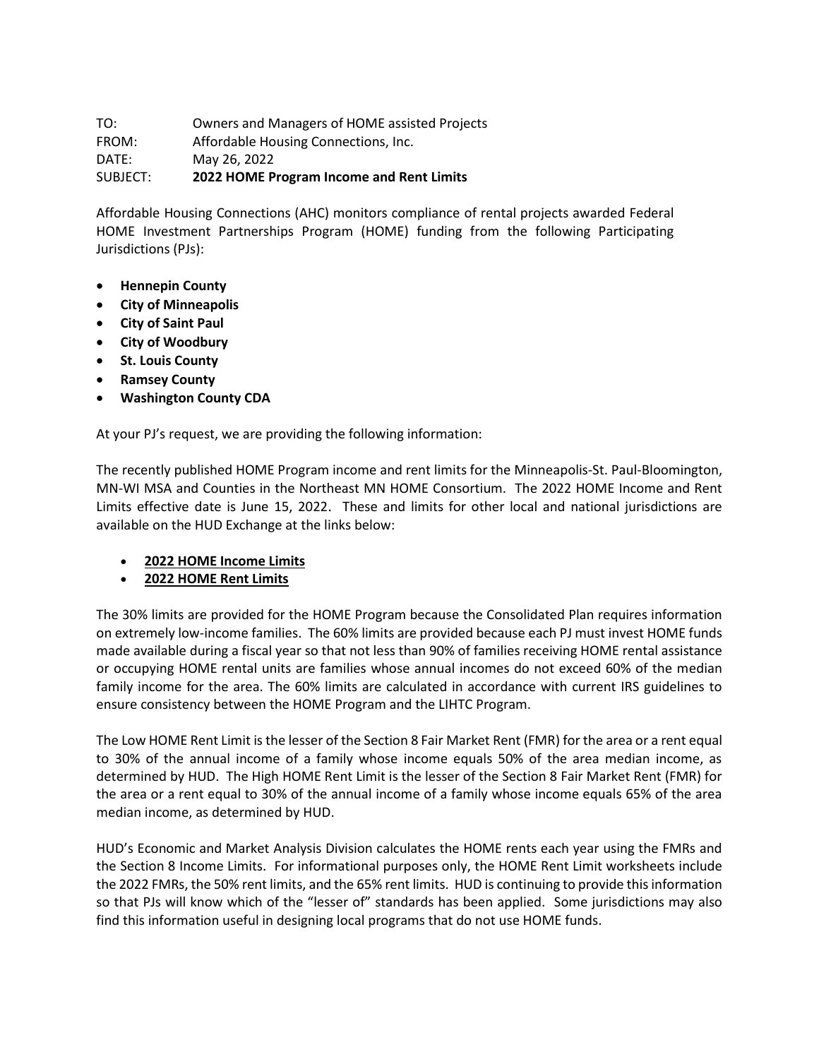TO: Owners and Managers of HOME assisted Projects
FROM: Affordable Housing Connections, Inc.
DATE: May 26, 2022
SUBJECT: **2022 HOME Program Income and Rent Limits**

Affordable Housing Connections (AHC) monitors compliance of rental projects awarded Federal HOME Investment Partnerships Program (HOME) funding from the following Participating Jurisdictions (PJs):

- **Hennepin County**
- **City of Minneapolis**
- **City of Saint Paul**
- **City of Woodbury**
- **St. Louis County**
- **Ramsey County**
- **Washington County CDA**

At your PJ's request, we are providing the following information:

The recently published HOME Program income and rent limits for the Minneapolis-St. Paul-Bloomington, MN-WI MSA and Counties in the Northeast MN HOME Consortium. The 2022 HOME Income and Rent Limits effective date is June 15, 2022. These and limits for other local and national jurisdictions are available on the HUD Exchange at the links below:

- **2022 HOME Income Limits**
- **2022 HOME Rent Limits**

The 30% limits are provided for the HOME Program because the Consolidated Plan requires information on extremely low-income families. The 60% limits are provided because each PJ must invest HOME funds made available during a fiscal year so that not less than 90% of families receiving HOME rental assistance or occupying HOME rental units are families whose annual incomes do not exceed 60% of the median family income for the area. The 60% limits are calculated in accordance with current IRS guidelines to ensure consistency between the HOME Program and the LIHTC Program.

The Low HOME Rent Limit is the lesser of the Section 8 Fair Market Rent (FMR) for the area or a rent equal to 30% of the annual income of a family whose income equals 50% of the area median income, as determined by HUD. The High HOME Rent Limit is the lesser of the Section 8 Fair Market Rent (FMR) for the area or a rent equal to 30% of the annual income of a family whose income equals 65% of the area median income, as determined by HUD.

HUD's Economic and Market Analysis Division calculates the HOME rents each year using the FMRs and the Section 8 Income Limits. For informational purposes only, the HOME Rent Limit worksheets include the 2022 FMRs, the 50% rent limits, and the 65% rent limits. HUD is continuing to provide this information so that PJs will know which of the "lesser of" standards has been applied. Some jurisdictions may also find this information useful in designing local programs that do not use HOME funds.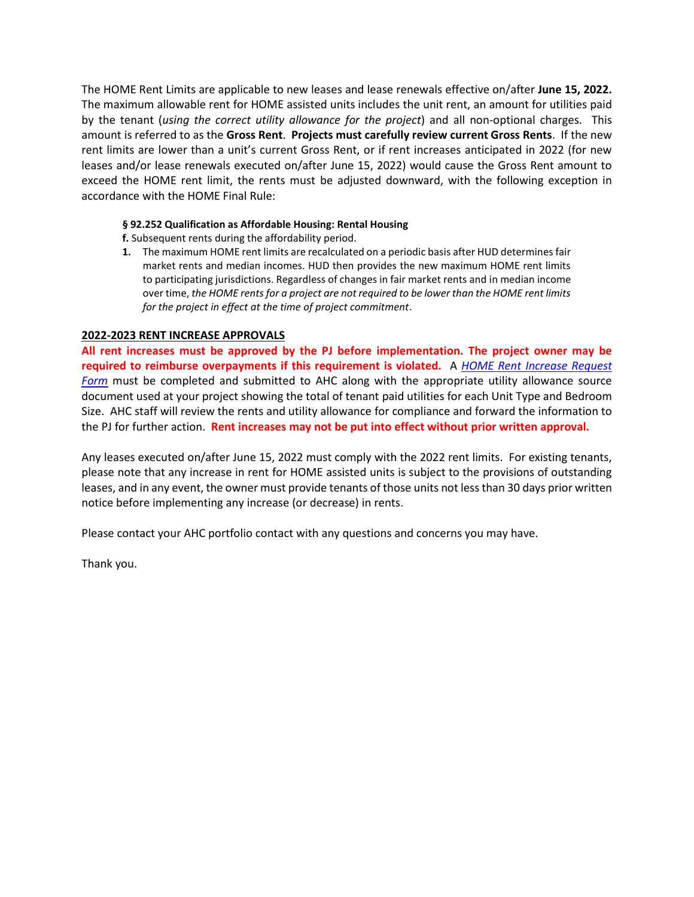The HOME Rent Limits are applicable to new leases and lease renewals effective on/after **June 15, 2022.** The maximum allowable rent for HOME assisted units includes the unit rent, an amount for utilities paid by the tenant (*using the correct utility allowance for the project*) and all non-optional charges. This amount is referred to as the **Gross Rent**. **Projects must carefully review current Gross Rents**. If the new rent limits are lower than a unit's current Gross Rent, or if rent increases anticipated in 2022 (for new leases and/or lease renewals executed on/after June 15, 2022) would cause the Gross Rent amount to exceed the HOME rent limit, the rents must be adjusted downward, with the following exception in accordance with the HOME Final Rule:

> **§ 92.252 Qualification as Affordable Housing: Rental Housing**
>
> **f.** Subsequent rents during the affordability period.
>
> **1.** The maximum HOME rent limits are recalculated on a periodic basis after HUD determines fair market rents and median incomes. HUD then provides the new maximum HOME rent limits to participating jurisdictions. Regardless of changes in fair market rents and in median income over time, *the HOME rents for a project are not required to be lower than the HOME rent limits for the project in effect at the time of project commitment*.

**2022-2023 RENT INCREASE APPROVALS**

**All rent increases must be approved by the PJ before implementation. The project owner may be required to reimburse overpayments if this requirement is violated.** A *HOME Rent Increase Request Form* must be completed and submitted to AHC along with the appropriate utility allowance source document used at your project showing the total of tenant paid utilities for each Unit Type and Bedroom Size. AHC staff will review the rents and utility allowance for compliance and forward the information to the PJ for further action. **Rent increases may not be put into effect without prior written approval.**

Any leases executed on/after June 15, 2022 must comply with the 2022 rent limits. For existing tenants, please note that any increase in rent for HOME assisted units is subject to the provisions of outstanding leases, and in any event, the owner must provide tenants of those units not less than 30 days prior written notice before implementing any increase (or decrease) in rents.

Please contact your AHC portfolio contact with any questions and concerns you may have.

Thank you.